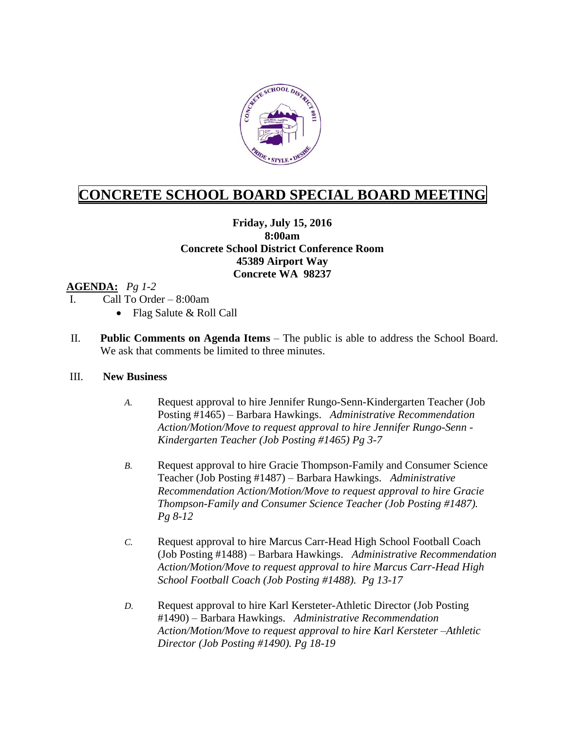# CONCRETE SCHOOL BOARD SPECIAL BOARD MEETING

**Friday, July 15, 2016**
**8:00am**
**Concrete School District Conference Room**
**45389 Airport Way**
**Concrete WA 98237**

**AGENDA:** *Pg 1-2*

I. Call To Order – 8:00am
- Flag Salute & Roll Call

II. **Public Comments on Agenda Items** – The public is able to address the School Board. We ask that comments be limited to three minutes.

III. **New Business**

*A.* Request approval to hire Jennifer Rungo-Senn-Kindergarten Teacher (Job Posting #1465) – Barbara Hawkings. *Administrative Recommendation Action/Motion/Move to request approval to hire Jennifer Rungo-Senn - Kindergarten Teacher (Job Posting #1465) Pg 3-7*

*B.* Request approval to hire Gracie Thompson-Family and Consumer Science Teacher (Job Posting #1487) – Barbara Hawkings. *Administrative Recommendation Action/Motion/Move to request approval to hire Gracie Thompson-Family and Consumer Science Teacher (Job Posting #1487). Pg 8-12*

*C.* Request approval to hire Marcus Carr-Head High School Football Coach (Job Posting #1488) – Barbara Hawkings. *Administrative Recommendation Action/Motion/Move to request approval to hire Marcus Carr-Head High School Football Coach (Job Posting #1488). Pg 13-17*

*D.* Request approval to hire Karl Kersteter-Athletic Director (Job Posting #1490) – Barbara Hawkings. *Administrative Recommendation Action/Motion/Move to request approval to hire Karl Kersteter –Athletic Director (Job Posting #1490). Pg 18-19*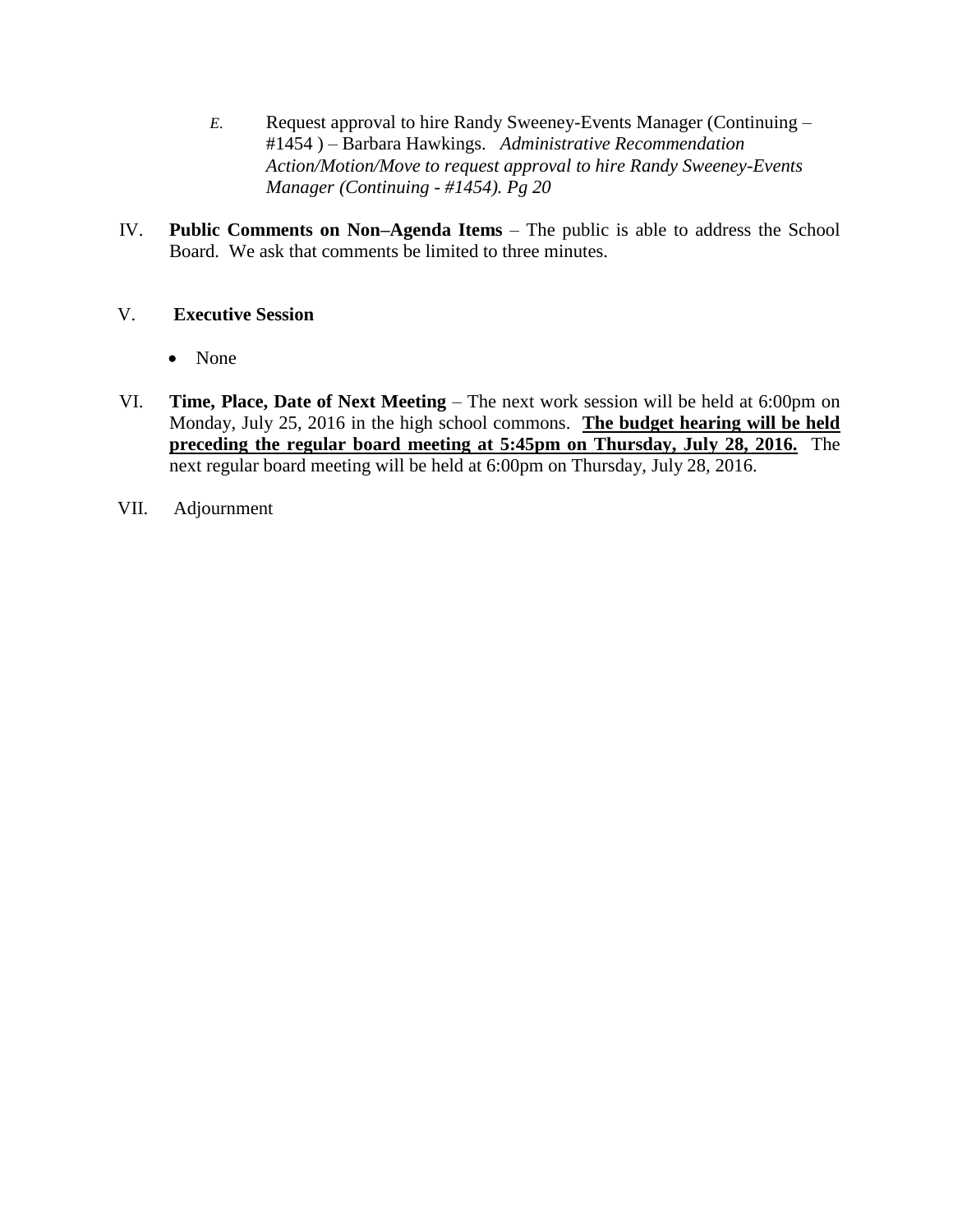*E.* Request approval to hire Randy Sweeney-Events Manager (Continuing – #1454 ) – Barbara Hawkings. *Administrative Recommendation Action/Motion/Move to request approval to hire Randy Sweeney-Events Manager (Continuing - #1454). Pg 20*

IV. **Public Comments on Non–Agenda Items** – The public is able to address the School Board. We ask that comments be limited to three minutes.

V. **Executive Session**

- None

VI. **Time, Place, Date of Next Meeting** – The next work session will be held at 6:00pm on Monday, July 25, 2016 in the high school commons. **<u>The budget hearing will be held preceding the regular board meeting at 5:45pm on Thursday, July 28, 2016.</u>** The next regular board meeting will be held at 6:00pm on Thursday, July 28, 2016.

VII. Adjournment